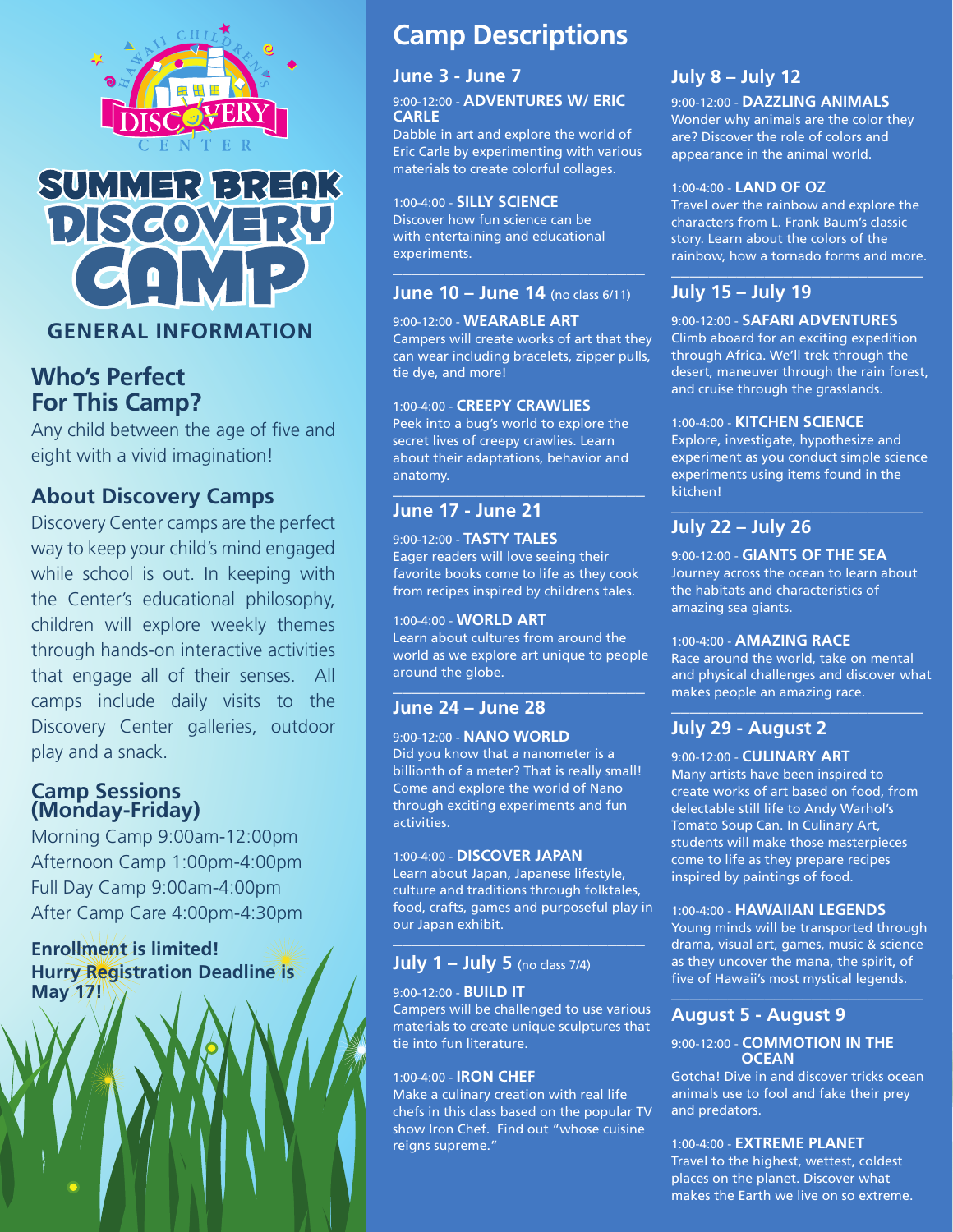Hawaii Children's Discovery Center

# SUMMER BREAK DISCOVERY CAMP

## GENERAL INFORMATION

### Who's Perfect For This Camp?

Any child between the age of five and eight with a vivid imagination!

### About Discovery Camps

Discovery Center camps are the perfect way to keep your child's mind engaged while school is out. In keeping with the Center's educational philosophy, children will explore weekly themes through hands-on interactive activities that engage all of their senses. All camps include daily visits to the Discovery Center galleries, outdoor play and a snack.

### Camp Sessions (Monday-Friday)

Morning Camp 9:00am-12:00pm
Afternoon Camp 1:00pm-4:00pm
Full Day Camp 9:00am-4:00pm
After Camp Care 4:00pm-4:30pm

**Enrollment is limited! Hurry Registration Deadline is May 17!**

## Camp Descriptions

### June 3 - June 7

9:00-12:00 - **ADVENTURES W/ ERIC CARLE**
Dabble in art and explore the world of Eric Carle by experimenting with various materials to create colorful collages.

1:00-4:00 - **SILLY SCIENCE**
Discover how fun science can be with entertaining and educational experiments.

### June 10 – June 14 (no class 6/11)

9:00-12:00 - **WEARABLE ART**
Campers will create works of art that they can wear including bracelets, zipper pulls, tie dye, and more!

1:00-4:00 - **CREEPY CRAWLIES**
Peek into a bug's world to explore the secret lives of creepy crawlies. Learn about their adaptations, behavior and anatomy.

### June 17 - June 21

9:00-12:00 - **TASTY TALES**
Eager readers will love seeing their favorite books come to life as they cook from recipes inspired by childrens tales.

1:00-4:00 - **WORLD ART**
Learn about cultures from around the world as we explore art unique to people around the globe.

### June 24 – June 28

9:00-12:00 - **NANO WORLD**
Did you know that a nanometer is a billionth of a meter? That is really small! Come and explore the world of Nano through exciting experiments and fun activities.

1:00-4:00 - **DISCOVER JAPAN**
Learn about Japan, Japanese lifestyle, culture and traditions through folktales, food, crafts, games and purposeful play in our Japan exhibit.

### July 1 – July 5 (no class 7/4)

9:00-12:00 - **BUILD IT**
Campers will be challenged to use various materials to create unique sculptures that tie into fun literature.

1:00-4:00 - **IRON CHEF**
Make a culinary creation with real life chefs in this class based on the popular TV show Iron Chef. Find out "whose cuisine reigns supreme."

### July 8 – July 12

9:00-12:00 - **DAZZLING ANIMALS**
Wonder why animals are the color they are? Discover the role of colors and appearance in the animal world.

1:00-4:00 - **LAND OF OZ**
Travel over the rainbow and explore the characters from L. Frank Baum's classic story. Learn about the colors of the rainbow, how a tornado forms and more.

### July 15 – July 19

9:00-12:00 - **SAFARI ADVENTURES**
Climb aboard for an exciting expedition through Africa. We'll trek through the desert, maneuver through the rain forest, and cruise through the grasslands.

1:00-4:00 - **KITCHEN SCIENCE**
Explore, investigate, hypothesize and experiment as you conduct simple science experiments using items found in the kitchen!

### July 22 – July 26

9:00-12:00 - **GIANTS OF THE SEA**
Journey across the ocean to learn about the habitats and characteristics of amazing sea giants.

1:00-4:00 - **AMAZING RACE**
Race around the world, take on mental and physical challenges and discover what makes people an amazing race.

### July 29 - August 2

9:00-12:00 - **CULINARY ART**
Many artists have been inspired to create works of art based on food, from delectable still life to Andy Warhol's Tomato Soup Can. In Culinary Art, students will make those masterpieces come to life as they prepare recipes inspired by paintings of food.

1:00-4:00 - **HAWAIIAN LEGENDS**
Young minds will be transported through drama, visual art, games, music & science as they uncover the mana, the spirit, of five of Hawaii's most mystical legends.

### August 5 - August 9

9:00-12:00 - **COMMOTION IN THE OCEAN**
Gotcha! Dive in and discover tricks ocean animals use to fool and fake their prey and predators.

1:00-4:00 - **EXTREME PLANET**
Travel to the highest, wettest, coldest places on the planet. Discover what makes the Earth we live on so extreme.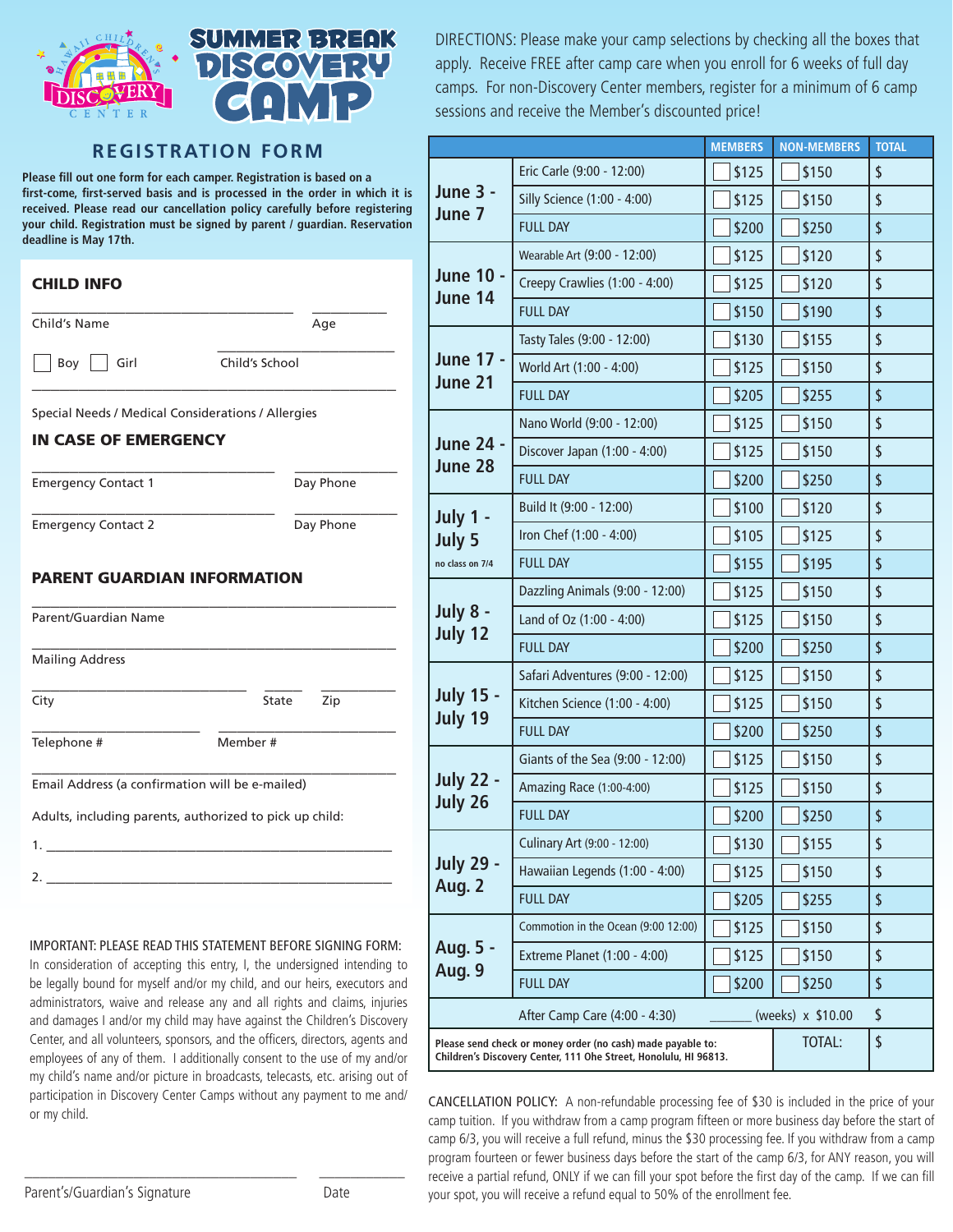# SUMMER BREAK DISCOVERY CAMP

## REGISTRATION FORM

**Please fill out one form for each camper. Registration is based on a first-come, first-served basis and is processed in the order in which it is received. Please read our cancellation policy carefully before registering your child. Registration must be signed by parent / guardian. Reservation deadline is May 17th.**

### CHILD INFO

Child's Name ______________________ Age ________

☐ Boy ☐ Girl Child's School ______________________

______________________________________________

Special Needs / Medical Considerations / Allergies

### IN CASE OF EMERGENCY

Emergency Contact 1 ______________________ Day Phone ________

Emergency Contact 2 ______________________ Day Phone ________

### PARENT GUARDIAN INFORMATION

Parent/Guardian Name ______________________

Mailing Address ______________________

City ______________________ State ______ Zip ______

Telephone # ______________________ Member # ______________________

Email Address (a confirmation will be e-mailed) ______________________

Adults, including parents, authorized to pick up child:

1. ______________________________________________

2. ______________________________________________

IMPORTANT: PLEASE READ THIS STATEMENT BEFORE SIGNING FORM: In consideration of accepting this entry, I, the undersigned intending to be legally bound for myself and/or my child, and our heirs, executors and administrators, waive and release any and all rights and claims, injuries and damages I and/or my child may have against the Children's Discovery Center, and all volunteers, sponsors, and the officers, directors, agents and employees of any of them. I additionally consent to the use of my and/or my child's name and/or picture in broadcasts, telecasts, etc. arising out of participation in Discovery Center Camps without any payment to me and/or my child.

Parent's/Guardian's Signature ______________________ Date ________

DIRECTIONS: Please make your camp selections by checking all the boxes that apply. Receive FREE after camp care when you enroll for 6 weeks of full day camps. For non-Discovery Center members, register for a minimum of 6 camp sessions and receive the Member's discounted price!

| | | MEMBERS | NON-MEMBERS | TOTAL |
|---|---|---|---|---|
| June 3 - June 7 | Eric Carle (9:00 - 12:00) | ☐ $125 | ☐ $150 | $ |
| | Silly Science (1:00 - 4:00) | ☐ $125 | ☐ $150 | $ |
| | FULL DAY | ☐ $200 | ☐ $250 | $ |
| June 10 - June 14 | Wearable Art (9:00 - 12:00) | ☐ $125 | ☐ $120 | $ |
| | Creepy Crawlies (1:00 - 4:00) | ☐ $125 | ☐ $120 | $ |
| | FULL DAY | ☐ $150 | ☐ $190 | $ |
| June 17 - June 21 | Tasty Tales (9:00 - 12:00) | ☐ $130 | ☐ $155 | $ |
| | World Art (1:00 - 4:00) | ☐ $125 | ☐ $150 | $ |
| | FULL DAY | ☐ $205 | ☐ $255 | $ |
| June 24 - June 28 | Nano World (9:00 - 12:00) | ☐ $125 | ☐ $150 | $ |
| | Discover Japan (1:00 - 4:00) | ☐ $125 | ☐ $150 | $ |
| | FULL DAY | ☐ $200 | ☐ $250 | $ |
| July 1 - July 5 (no class on 7/4) | Build It (9:00 - 12:00) | ☐ $100 | ☐ $120 | $ |
| | Iron Chef (1:00 - 4:00) | ☐ $105 | ☐ $125 | $ |
| | FULL DAY | ☐ $155 | ☐ $195 | $ |
| July 8 - July 12 | Dazzling Animals (9:00 - 12:00) | ☐ $125 | ☐ $150 | $ |
| | Land of Oz (1:00 - 4:00) | ☐ $125 | ☐ $150 | $ |
| | FULL DAY | ☐ $200 | ☐ $250 | $ |
| July 15 - July 19 | Safari Adventures (9:00 - 12:00) | ☐ $125 | ☐ $150 | $ |
| | Kitchen Science (1:00 - 4:00) | ☐ $125 | ☐ $150 | $ |
| | FULL DAY | ☐ $200 | ☐ $250 | $ |
| July 22 - July 26 | Giants of the Sea (9:00 - 12:00) | ☐ $125 | ☐ $150 | $ |
| | Amazing Race (1:00-4:00) | ☐ $125 | ☐ $150 | $ |
| | FULL DAY | ☐ $200 | ☐ $250 | $ |
| July 29 - Aug. 2 | Culinary Art (9:00 - 12:00) | ☐ $130 | ☐ $155 | $ |
| | Hawaiian Legends (1:00 - 4:00) | ☐ $125 | ☐ $150 | $ |
| | FULL DAY | ☐ $205 | ☐ $255 | $ |
| Aug. 5 - Aug. 9 | Commotion in the Ocean (9:00 12:00) | ☐ $125 | ☐ $150 | $ |
| | Extreme Planet (1:00 - 4:00) | ☐ $125 | ☐ $150 | $ |
| | FULL DAY | ☐ $200 | ☐ $250 | $ |
| | After Camp Care (4:00 - 4:30) | ______ (weeks) x $10.00 | | $ |
| **Please send check or money order (no cash) made payable to: Children's Discovery Center, 111 Ohe Street, Honolulu, HI 96813.** | | | TOTAL: | $ |

CANCELLATION POLICY: A non-refundable processing fee of $30 is included in the price of your camp tuition. If you withdraw from a camp program fifteen or more business day before the start of camp 6/3, you will receive a full refund, minus the $30 processing fee. If you withdraw from a camp program fourteen or fewer business days before the start of the camp 6/3, for ANY reason, you will receive a partial refund, ONLY if we can fill your spot before the first day of the camp. If we can fill your spot, you will receive a refund equal to 50% of the enrollment fee.